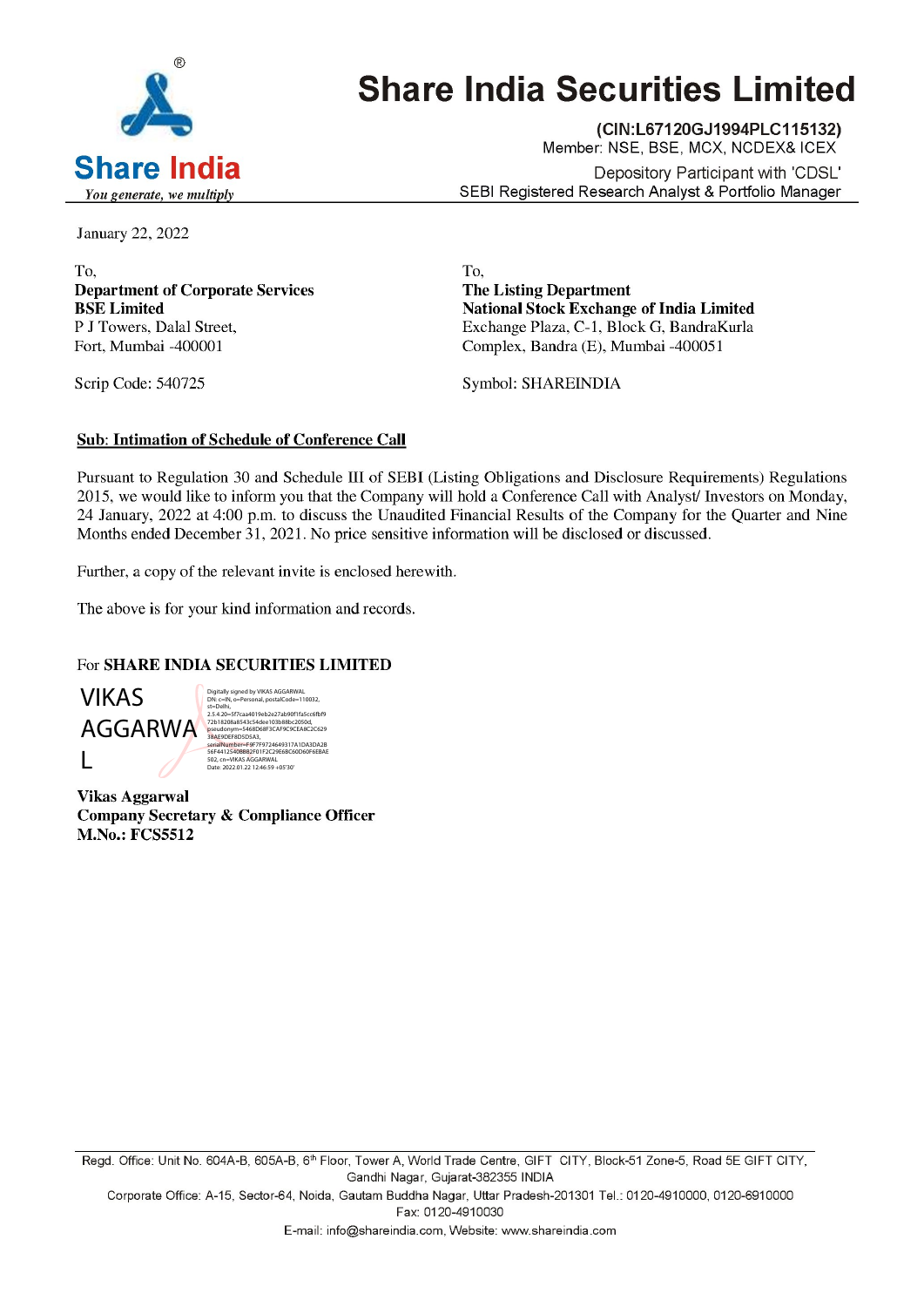# Share India Securities Limited

**(CIN:L67120GJ1994PLC115132)**
Member: NSE, BSE, MCX, NCDEX& ICEX
Depository Participant with 'CDSL'
SEBI Registered Research Analyst & Portfolio Manager

Share India
*You generate, we multiply*

January 22, 2022

To,
**Department of Corporate Services**
**BSE Limited**
P J Towers, Dalal Street,
Fort, Mumbai -400001

Scrip Code: 540725

To,
**The Listing Department**
**National Stock Exchange of India Limited**
Exchange Plaza, C-1, Block G, BandraKurla
Complex, Bandra (E), Mumbai -400051

Symbol: SHAREINDIA

**Sub: Intimation of Schedule of Conference Call**

Pursuant to Regulation 30 and Schedule III of SEBI (Listing Obligations and Disclosure Requirements) Regulations 2015, we would like to inform you that the Company will hold a Conference Call with Analyst/ Investors on Monday, 24 January, 2022 at 4:00 p.m. to discuss the Unaudited Financial Results of the Company for the Quarter and Nine Months ended December 31, 2021. No price sensitive information will be disclosed or discussed.

Further, a copy of the relevant invite is enclosed herewith.

The above is for your kind information and records.

For **SHARE INDIA SECURITIES LIMITED**

VIKAS AGGARWAL

Digitally signed by VIKAS AGGARWAL
Date: 2022.01.22 12:46:59 +05'30'

**Vikas Aggarwal**
**Company Secretary & Compliance Officer**
**M.No.: FCS5512**

Regd. Office: Unit No. 604A-B, 605A-B, 6th Floor, Tower A, World Trade Centre, GIFT CITY, Block-51 Zone-5, Road 5E GIFT CITY, Gandhi Nagar, Gujarat-382355 INDIA
Corporate Office: A-15, Sector-64, Noida, Gautam Buddha Nagar, Uttar Pradesh-201301 Tel.: 0120-4910000, 0120-6910000
Fax: 0120-4910030
E-mail: info@shareindia.com, Website: www.shareindia.com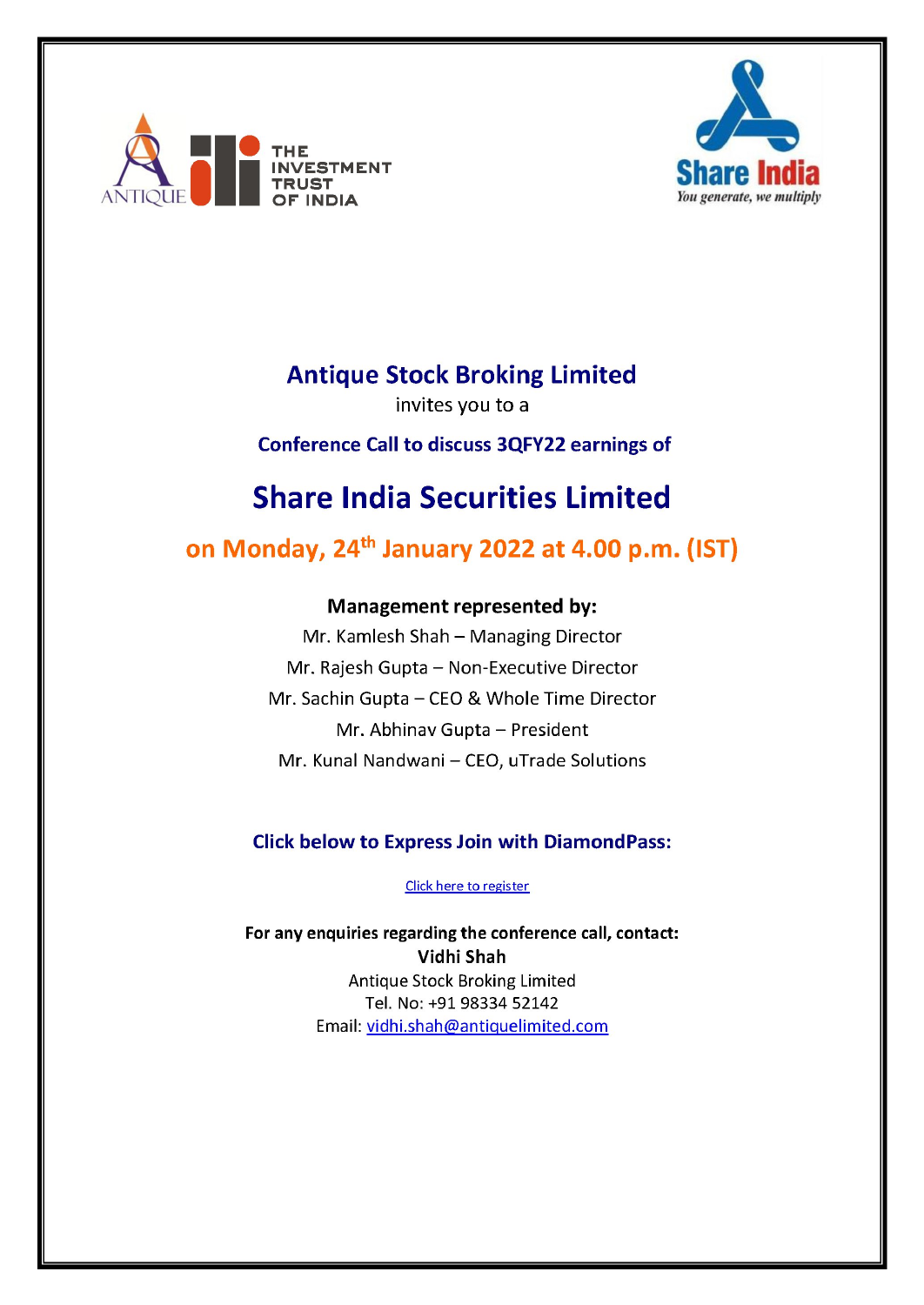ANTIQUE | THE INVESTMENT TRUST OF INDIA

Share India
*You generate, we multiply*

## Antique Stock Broking Limited

invites you to a

**Conference Call to discuss 3QFY22 earnings of**

# Share India Securities Limited

## on Monday, 24th January 2022 at 4.00 p.m. (IST)

**Management represented by:**

Mr. Kamlesh Shah – Managing Director
Mr. Rajesh Gupta – Non-Executive Director
Mr. Sachin Gupta – CEO & Whole Time Director
Mr. Abhinav Gupta – President
Mr. Kunal Nandwani – CEO, uTrade Solutions

**Click below to Express Join with DiamondPass:**

Click here to register

**For any enquiries regarding the conference call, contact:**
**Vidhi Shah**
Antique Stock Broking Limited
Tel. No: +91 98334 52142
Email: vidhi.shah@antiquelimited.com